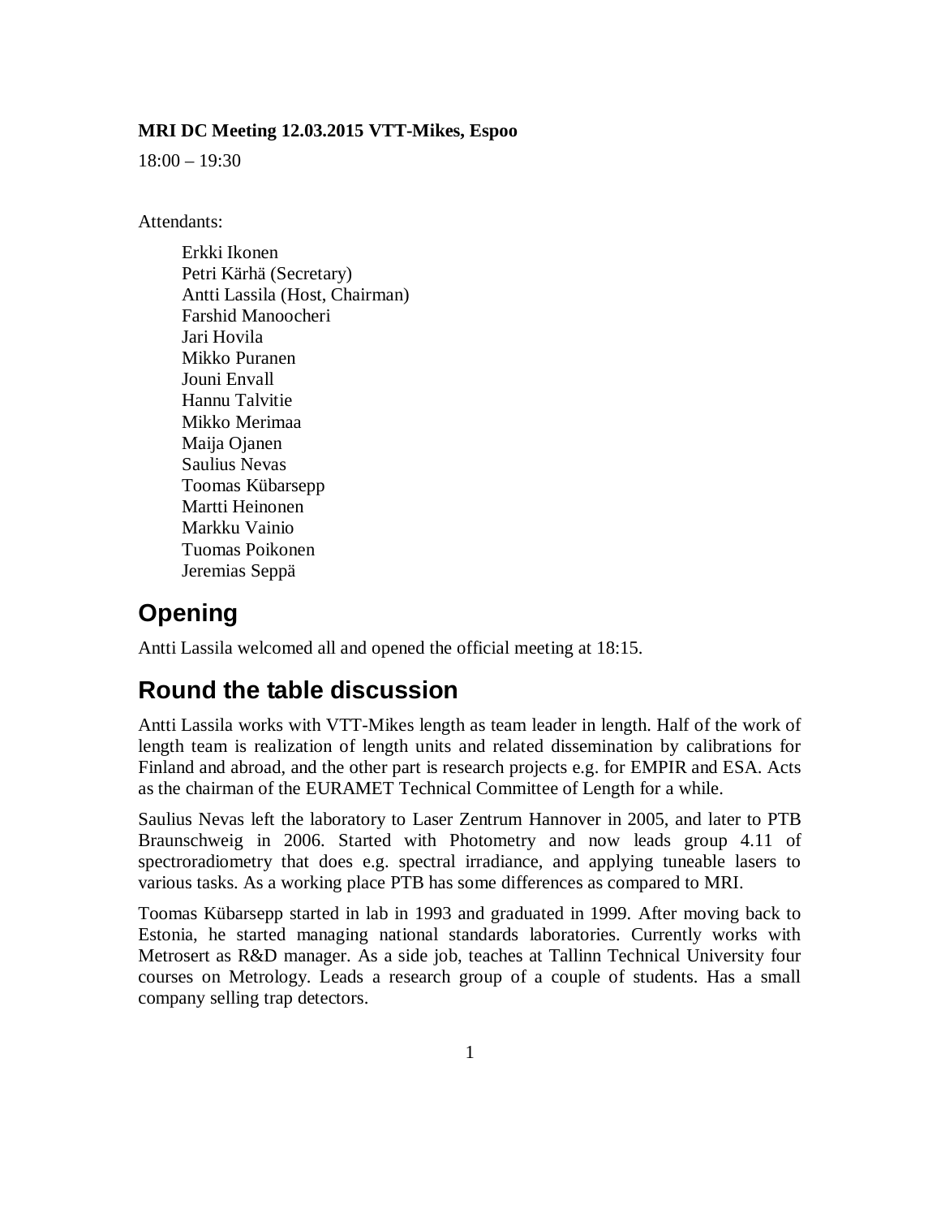**MRI DC Meeting 12.03.2015 VTT-Mikes, Espoo**

18:00 – 19:30

Attendants:

Erkki Ikonen  
Petri Kärhä (Secretary)  
Antti Lassila (Host, Chairman)  
Farshid Manoocheri  
Jari Hovila  
Mikko Puranen  
Jouni Envall  
Hannu Talvitie  
Mikko Merimaa  
Maija Ojanen  
Saulius Nevas  
Toomas Kübarsepp  
Martti Heinonen  
Markku Vainio  
Tuomas Poikonen  
Jeremias Seppä

# Opening

Antti Lassila welcomed all and opened the official meeting at 18:15.

# Round the table discussion

Antti Lassila works with VTT-Mikes length as team leader in length. Half of the work of length team is realization of length units and related dissemination by calibrations for Finland and abroad, and the other part is research projects e.g. for EMPIR and ESA. Acts as the chairman of the EURAMET Technical Committee of Length for a while.

Saulius Nevas left the laboratory to Laser Zentrum Hannover in 2005, and later to PTB Braunschweig in 2006. Started with Photometry and now leads group 4.11 of spectroradiometry that does e.g. spectral irradiance, and applying tuneable lasers to various tasks. As a working place PTB has some differences as compared to MRI.

Toomas Kübarsepp started in lab in 1993 and graduated in 1999. After moving back to Estonia, he started managing national standards laboratories. Currently works with Metrosert as R&D manager. As a side job, teaches at Tallinn Technical University four courses on Metrology. Leads a research group of a couple of students. Has a small company selling trap detectors.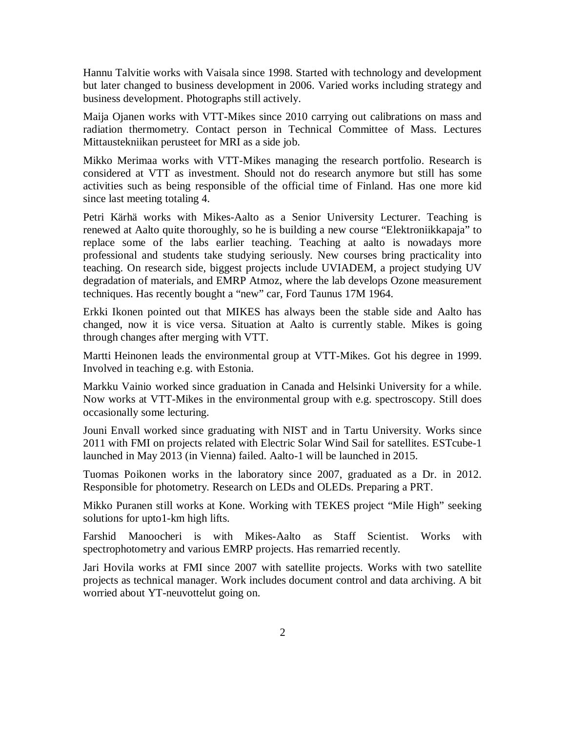Hannu Talvitie works with Vaisala since 1998. Started with technology and development but later changed to business development in 2006. Varied works including strategy and business development. Photographs still actively.

Maija Ojanen works with VTT-Mikes since 2010 carrying out calibrations on mass and radiation thermometry. Contact person in Technical Committee of Mass. Lectures Mittaustekniikan perusteet for MRI as a side job.

Mikko Merimaa works with VTT-Mikes managing the research portfolio. Research is considered at VTT as investment. Should not do research anymore but still has some activities such as being responsible of the official time of Finland. Has one more kid since last meeting totaling 4.

Petri Kärhä works with Mikes-Aalto as a Senior University Lecturer. Teaching is renewed at Aalto quite thoroughly, so he is building a new course "Elektroniikkapaja" to replace some of the labs earlier teaching. Teaching at aalto is nowadays more professional and students take studying seriously. New courses bring practicality into teaching. On research side, biggest projects include UVIADEM, a project studying UV degradation of materials, and EMRP Atmoz, where the lab develops Ozone measurement techniques. Has recently bought a "new" car, Ford Taunus 17M 1964.

Erkki Ikonen pointed out that MIKES has always been the stable side and Aalto has changed, now it is vice versa. Situation at Aalto is currently stable. Mikes is going through changes after merging with VTT.

Martti Heinonen leads the environmental group at VTT-Mikes. Got his degree in 1999. Involved in teaching e.g. with Estonia.

Markku Vainio worked since graduation in Canada and Helsinki University for a while. Now works at VTT-Mikes in the environmental group with e.g. spectroscopy. Still does occasionally some lecturing.

Jouni Envall worked since graduating with NIST and in Tartu University. Works since 2011 with FMI on projects related with Electric Solar Wind Sail for satellites. ESTcube-1 launched in May 2013 (in Vienna) failed. Aalto-1 will be launched in 2015.

Tuomas Poikonen works in the laboratory since 2007, graduated as a Dr. in 2012. Responsible for photometry. Research on LEDs and OLEDs. Preparing a PRT.

Mikko Puranen still works at Kone. Working with TEKES project "Mile High" seeking solutions for upto1-km high lifts.

Farshid Manoocheri is with Mikes-Aalto as Staff Scientist. Works with spectrophotometry and various EMRP projects. Has remarried recently.

Jari Hovila works at FMI since 2007 with satellite projects. Works with two satellite projects as technical manager. Work includes document control and data archiving. A bit worried about YT-neuvottelut going on.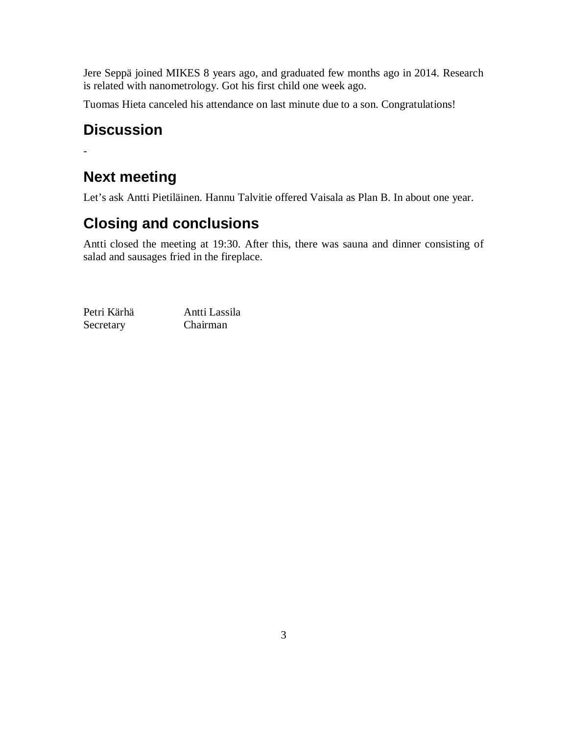Jere Seppä joined MIKES 8 years ago, and graduated few months ago in 2014. Research is related with nanometrology. Got his first child one week ago.

Tuomas Hieta canceled his attendance on last minute due to a son. Congratulations!

## Discussion

-

## Next meeting

Let's ask Antti Pietiläinen. Hannu Talvitie offered Vaisala as Plan B. In about one year.

## Closing and conclusions

Antti closed the meeting at 19:30. After this, there was sauna and dinner consisting of salad and sausages fried in the fireplace.

| | |
|---|---|
| Petri Kärhä | Antti Lassila |
| Secretary | Chairman |